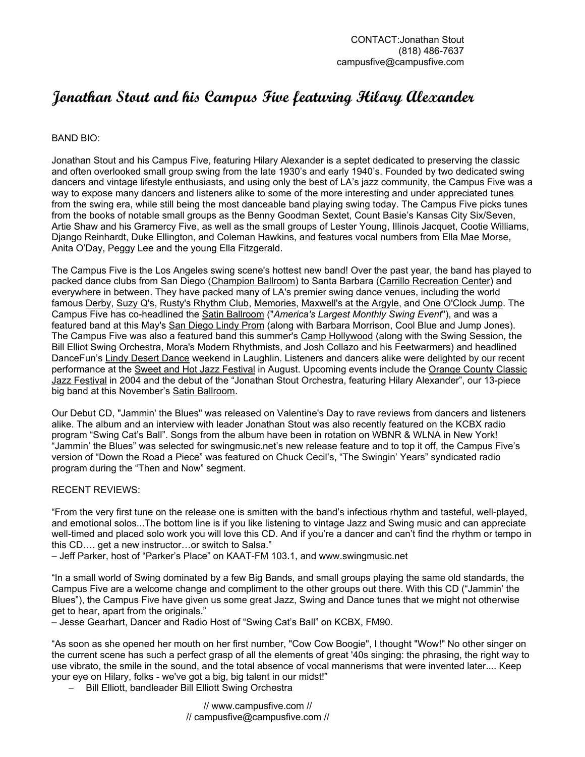CONTACT:Jonathan Stout
(818) 486-7637
campusfive@campusfive.com

# Jonathan Stout and his Campus Five featuring Hilary Alexander

BAND BIO:

Jonathan Stout and his Campus Five, featuring Hilary Alexander is a septet dedicated to preserving the classic and often overlooked small group swing from the late 1930's and early 1940's. Founded by two dedicated swing dancers and vintage lifestyle enthusiasts, and using only the best of LA's jazz community, the Campus Five was a way to expose many dancers and listeners alike to some of the more interesting and under appreciated tunes from the swing era, while still being the most danceable band playing swing today. The Campus Five picks tunes from the books of notable small groups as the Benny Goodman Sextet, Count Basie's Kansas City Six/Seven, Artie Shaw and his Gramercy Five, as well as the small groups of Lester Young, Illinois Jacquet, Cootie Williams, Django Reinhardt, Duke Ellington, and Coleman Hawkins, and features vocal numbers from Ella Mae Morse, Anita O'Day, Peggy Lee and the young Ella Fitzgerald.

The Campus Five is the Los Angeles swing scene's hottest new band! Over the past year, the band has played to packed dance clubs from San Diego (Champion Ballroom) to Santa Barbara (Carrillo Recreation Center) and everywhere in between. They have packed many of LA's premier swing dance venues, including the world famous Derby, Suzy Q's, Rusty's Rhythm Club, Memories, Maxwell's at the Argyle, and One O'Clock Jump. The Campus Five has co-headlined the Satin Ballroom ("*America's Largest Monthly Swing Event*"), and was a featured band at this May's San Diego Lindy Prom (along with Barbara Morrison, Cool Blue and Jump Jones). The Campus Five was also a featured band this summer's Camp Hollywood (along with the Swing Session, the Bill Elliot Swing Orchestra, Mora's Modern Rhythmists, and Josh Collazo and his Feetwarmers) and headlined DanceFun's Lindy Desert Dance weekend in Laughlin. Listeners and dancers alike were delighted by our recent performance at the Sweet and Hot Jazz Festival in August. Upcoming events include the Orange County Classic Jazz Festival in 2004 and the debut of the "Jonathan Stout Orchestra, featuring Hilary Alexander", our 13-piece big band at this November's Satin Ballroom.

Our Debut CD, "Jammin' the Blues" was released on Valentine's Day to rave reviews from dancers and listeners alike. The album and an interview with leader Jonathan Stout was also recently featured on the KCBX radio program "Swing Cat's Ball". Songs from the album have been in rotation on WBNR & WLNA in New York! "Jammin' the Blues" was selected for swingmusic.net's new release feature and to top it off, the Campus Five's version of "Down the Road a Piece" was featured on Chuck Cecil's, "The Swingin' Years" syndicated radio program during the "Then and Now" segment.

RECENT REVIEWS:

"From the very first tune on the release one is smitten with the band's infectious rhythm and tasteful, well-played, and emotional solos...The bottom line is if you like listening to vintage Jazz and Swing music and can appreciate well-timed and placed solo work you will love this CD. And if you're a dancer and can't find the rhythm or tempo in this CD…. get a new instructor…or switch to Salsa."
– Jeff Parker, host of "Parker's Place" on KAAT-FM 103.1, and www.swingmusic.net

"In a small world of Swing dominated by a few Big Bands, and small groups playing the same old standards, the Campus Five are a welcome change and compliment to the other groups out there. With this CD ("Jammin' the Blues"), the Campus Five have given us some great Jazz, Swing and Dance tunes that we might not otherwise get to hear, apart from the originals."
– Jesse Gearhart, Dancer and Radio Host of "Swing Cat's Ball" on KCBX, FM90.

"As soon as she opened her mouth on her first number, "Cow Cow Boogie", I thought "Wow!" No other singer on the current scene has such a perfect grasp of all the elements of great '40s singing: the phrasing, the right way to use vibrato, the smile in the sound, and the total absence of vocal mannerisms that were invented later.... Keep your eye on Hilary, folks - we've got a big, big talent in our midst!"
– Bill Elliott, bandleader Bill Elliott Swing Orchestra

// www.campusfive.com //
// campusfive@campusfive.com //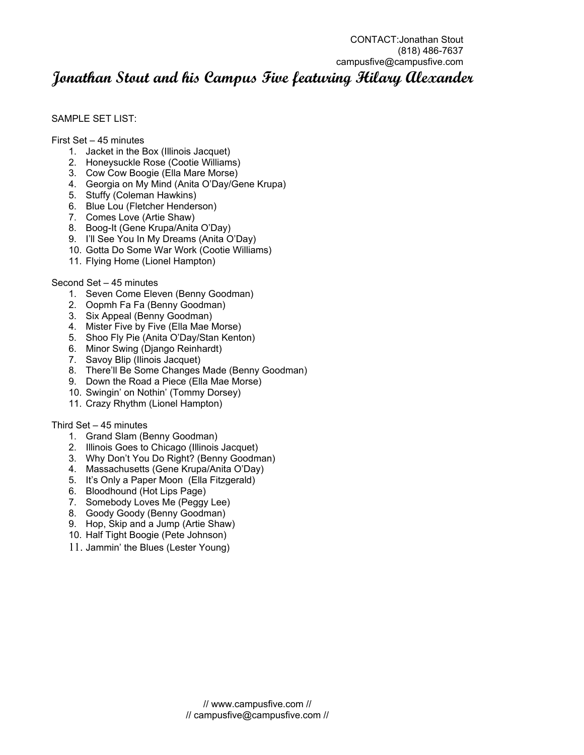CONTACT:Jonathan Stout
(818) 486-7637
campusfive@campusfive.com

# Jonathan Stout and his Campus Five featuring Hilary Alexander

SAMPLE SET LIST:

First Set – 45 minutes

1. Jacket in the Box (Illinois Jacquet)
2. Honeysuckle Rose (Cootie Williams)
3. Cow Cow Boogie (Ella Mare Morse)
4. Georgia on My Mind (Anita O'Day/Gene Krupa)
5. Stuffy (Coleman Hawkins)
6. Blue Lou (Fletcher Henderson)
7. Comes Love (Artie Shaw)
8. Boog-It (Gene Krupa/Anita O'Day)
9. I'll See You In My Dreams (Anita O'Day)
10. Gotta Do Some War Work (Cootie Williams)
11. Flying Home (Lionel Hampton)

Second Set – 45 minutes

1. Seven Come Eleven (Benny Goodman)
2. Oopmh Fa Fa (Benny Goodman)
3. Six Appeal (Benny Goodman)
4. Mister Five by Five (Ella Mae Morse)
5. Shoo Fly Pie (Anita O'Day/Stan Kenton)
6. Minor Swing (Django Reinhardt)
7. Savoy Blip (Ilinois Jacquet)
8. There'll Be Some Changes Made (Benny Goodman)
9. Down the Road a Piece (Ella Mae Morse)
10. Swingin' on Nothin' (Tommy Dorsey)
11. Crazy Rhythm (Lionel Hampton)

Third Set – 45 minutes

1. Grand Slam (Benny Goodman)
2. Illinois Goes to Chicago (Illinois Jacquet)
3. Why Don't You Do Right? (Benny Goodman)
4. Massachusetts (Gene Krupa/Anita O'Day)
5. It's Only a Paper Moon (Ella Fitzgerald)
6. Bloodhound (Hot Lips Page)
7. Somebody Loves Me (Peggy Lee)
8. Goody Goody (Benny Goodman)
9. Hop, Skip and a Jump (Artie Shaw)
10. Half Tight Boogie (Pete Johnson)
11. Jammin' the Blues (Lester Young)

// www.campusfive.com //
// campusfive@campusfive.com //